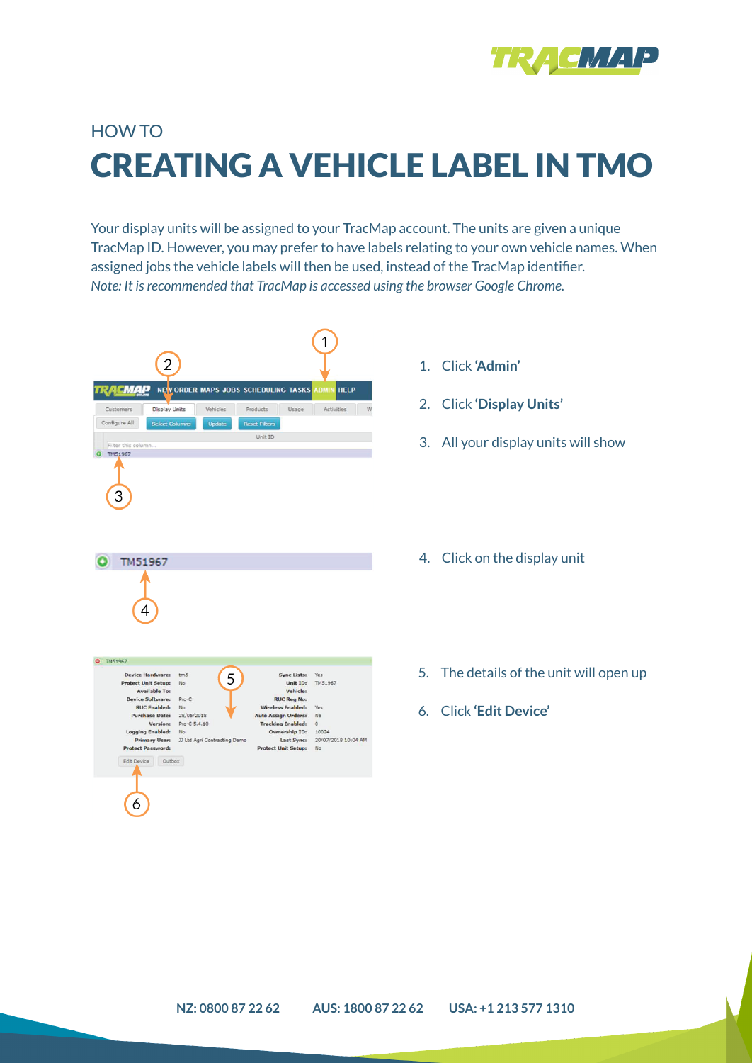HOW TO

# CREATING A VEHICLE LABEL IN TMO

Your display units will be assigned to your TracMap account. The units are given a unique TracMap ID. However, you may prefer to have labels relating to your own vehicle names. When assigned jobs the vehicle labels will then be used, instead of the TracMap identifier.
*Note: It is recommended that TracMap is accessed using the browser Google Chrome.*

1. Click '**Admin**'
2. Click '**Display Units**'
3. All your display units will show
4. Click on the display unit
5. The details of the unit will open up
6. Click '**Edit Device**'

NZ: 0800 87 22 62 AUS: 1800 87 22 62 USA: +1 213 577 1310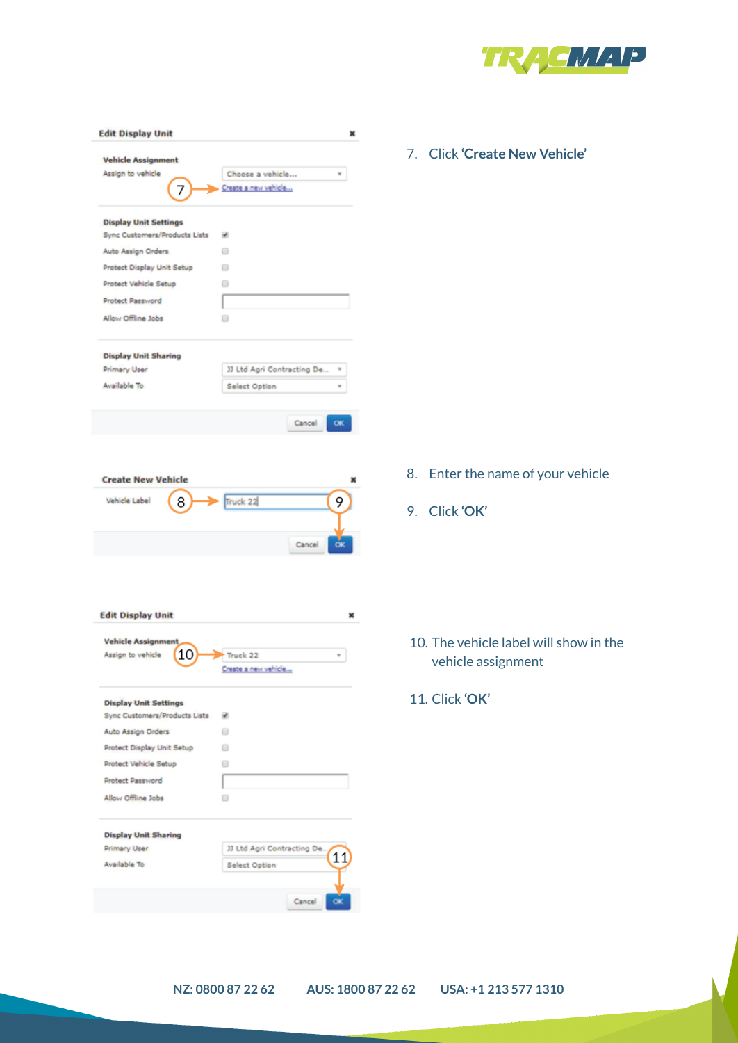7. Click **'Create New Vehicle'**

8. Enter the name of your vehicle

9. Click **'OK'**

10. The vehicle label will show in the vehicle assignment

11. Click **'OK'**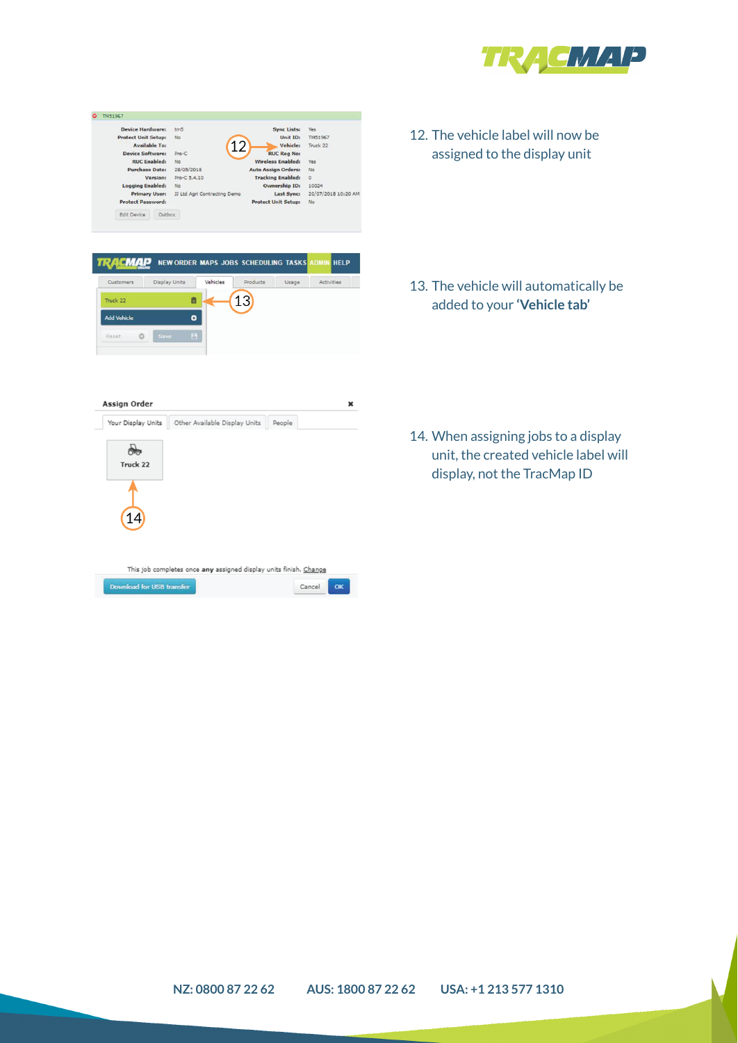12. The vehicle label will now be assigned to the display unit

13. The vehicle will automatically be added to your '**Vehicle tab**'

14. When assigning jobs to a display unit, the created vehicle label will display, not the TracMap ID

NZ: 0800 87 22 62     AUS: 1800 87 22 62     USA: +1 213 577 1310